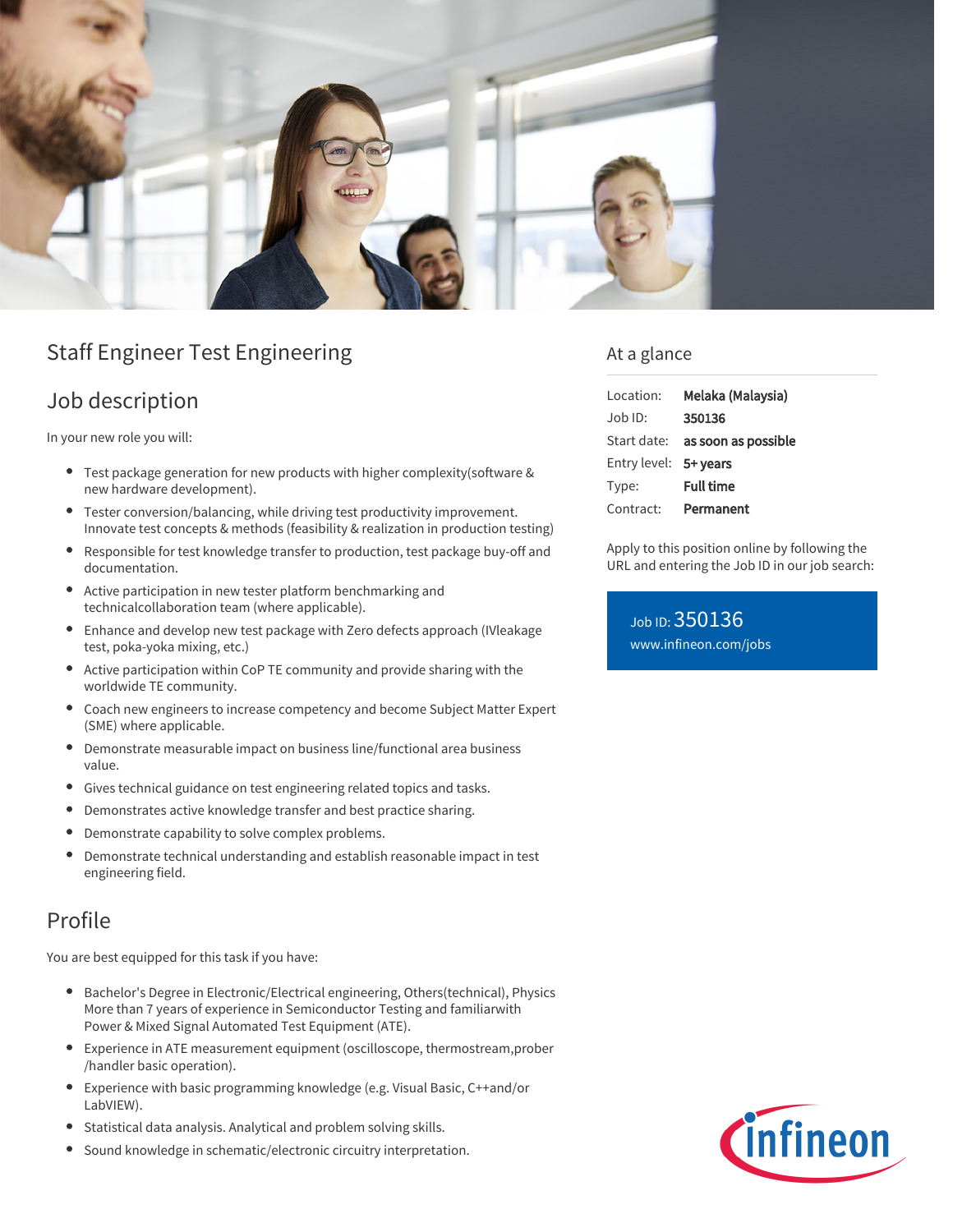# Staff Engineer Test Engineering

## Job description

In your new role you will:

- Test package generation for new products with higher complexity(software & new hardware development).
- Tester conversion/balancing, while driving test productivity improvement. Innovate test concepts & methods (feasibility & realization in production testing)
- Responsible for test knowledge transfer to production, test package buy-off and documentation.
- Active participation in new tester platform benchmarking and technicalcollaboration team (where applicable).
- Enhance and develop new test package with Zero defects approach (IVleakage test, poka-yoka mixing, etc.)
- Active participation within CoP TE community and provide sharing with the worldwide TE community.
- Coach new engineers to increase competency and become Subject Matter Expert (SME) where applicable.
- Demonstrate measurable impact on business line/functional area business value.
- Gives technical guidance on test engineering related topics and tasks.
- Demonstrates active knowledge transfer and best practice sharing.
- Demonstrate capability to solve complex problems.
- Demonstrate technical understanding and establish reasonable impact in test engineering field.

## Profile

You are best equipped for this task if you have:

- Bachelor's Degree in Electronic/Electrical engineering, Others(technical), Physics More than 7 years of experience in Semiconductor Testing and familiarwith Power & Mixed Signal Automated Test Equipment (ATE).
- Experience in ATE measurement equipment (oscilloscope, thermostream,prober /handler basic operation).
- Experience with basic programming knowledge (e.g. Visual Basic, C++and/or LabVIEW).
- Statistical data analysis. Analytical and problem solving skills.
- Sound knowledge in schematic/electronic circuitry interpretation.

## At a glance

| | |
|---|---|
| Location: | **Melaka (Malaysia)** |
| Job ID: | **350136** |
| Start date: | **as soon as possible** |
| Entry level: | **5+ years** |
| Type: | **Full time** |
| Contract: | **Permanent** |

Apply to this position online by following the URL and entering the Job ID in our job search:

Job ID: 350136
www.infineon.com/jobs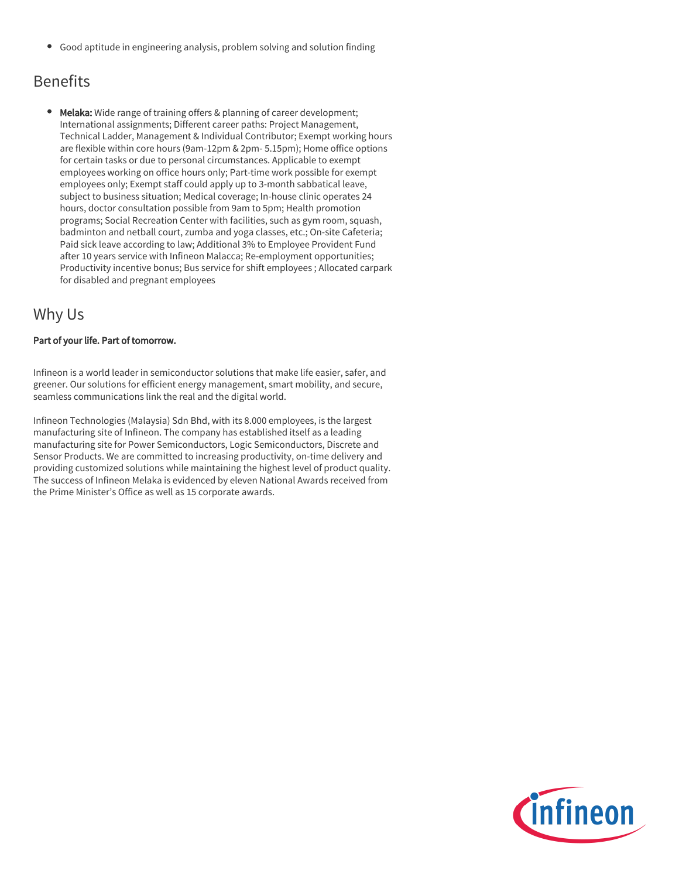- Good aptitude in engineering analysis, problem solving and solution finding

## Benefits

- **Melaka:** Wide range of training offers & planning of career development; International assignments; Different career paths: Project Management, Technical Ladder, Management & Individual Contributor; Exempt working hours are flexible within core hours (9am-12pm & 2pm- 5.15pm); Home office options for certain tasks or due to personal circumstances. Applicable to exempt employees working on office hours only; Part-time work possible for exempt employees only; Exempt staff could apply up to 3-month sabbatical leave, subject to business situation; Medical coverage; In-house clinic operates 24 hours, doctor consultation possible from 9am to 5pm; Health promotion programs; Social Recreation Center with facilities, such as gym room, squash, badminton and netball court, zumba and yoga classes, etc.; On-site Cafeteria; Paid sick leave according to law; Additional 3% to Employee Provident Fund after 10 years service with Infineon Malacca; Re-employment opportunities; Productivity incentive bonus; Bus service for shift employees ; Allocated carpark for disabled and pregnant employees

## Why Us

**Part of your life. Part of tomorrow.**

Infineon is a world leader in semiconductor solutions that make life easier, safer, and greener. Our solutions for efficient energy management, smart mobility, and secure, seamless communications link the real and the digital world.

Infineon Technologies (Malaysia) Sdn Bhd, with its 8.000 employees, is the largest manufacturing site of Infineon. The company has established itself as a leading manufacturing site for Power Semiconductors, Logic Semiconductors, Discrete and Sensor Products. We are committed to increasing productivity, on-time delivery and providing customized solutions while maintaining the highest level of product quality. The success of Infineon Melaka is evidenced by eleven National Awards received from the Prime Minister's Office as well as 15 corporate awards.